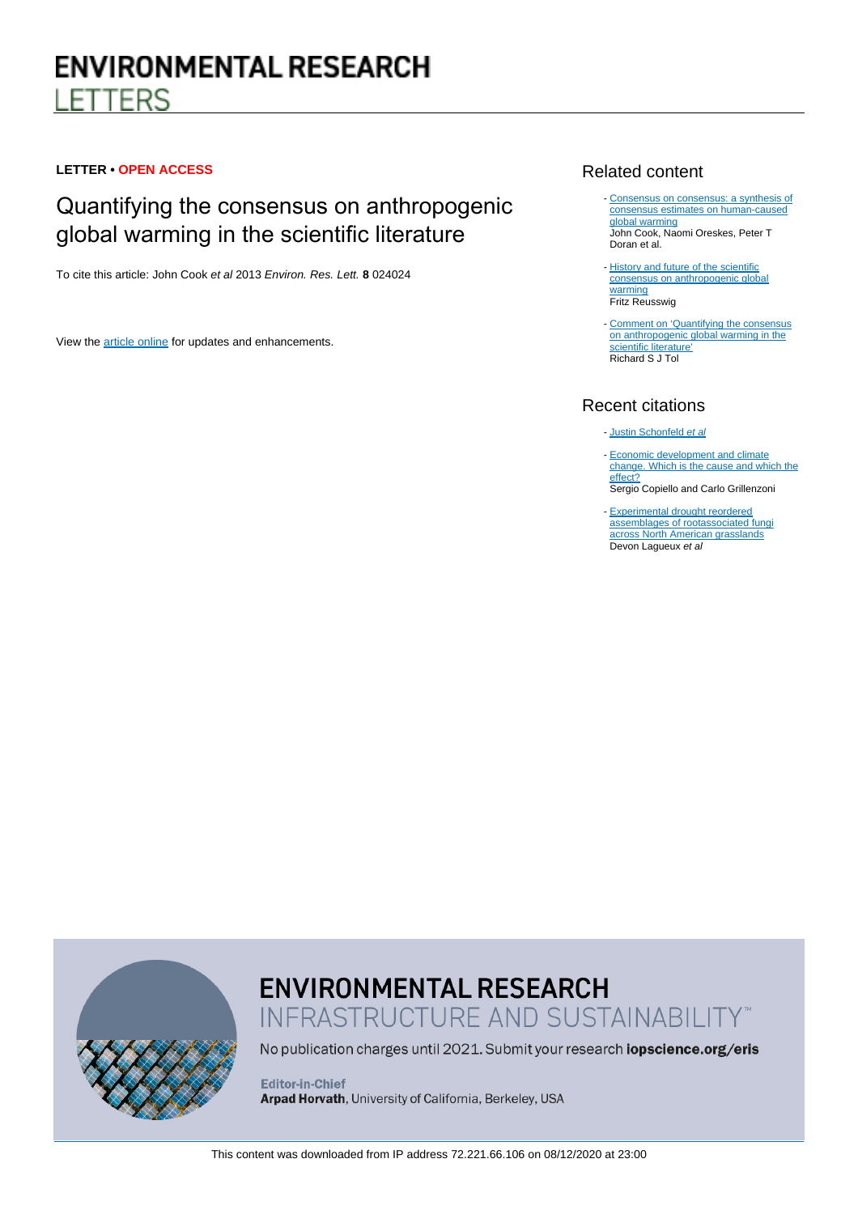# ENVIRONMENTAL RESEARCH LETTERS

**LETTER • OPEN ACCESS**

## Quantifying the consensus on anthropogenic global warming in the scientific literature

To cite this article: John Cook *et al* 2013 *Environ. Res. Lett.* **8** 024024

View the article online for updates and enhancements.

### Related content

- Consensus on consensus: a synthesis of consensus estimates on human-caused global warming
John Cook, Naomi Oreskes, Peter T Doran et al.

- History and future of the scientific consensus on anthropogenic global warming
Fritz Reusswig

- Comment on 'Quantifying the consensus on anthropogenic global warming in the scientific literature'
Richard S J Tol

### Recent citations

- Justin Schonfeld *et al*

- Economic development and climate change. Which is the cause and which the effect?
Sergio Copiello and Carlo Grillenzoni

- Experimental drought reordered assemblages of rootassociated fungi across North American grasslands
Devon Laguex *et al*

**ENVIRONMENTAL RESEARCH**
INFRASTRUCTURE AND SUSTAINABILITY™

No publication charges until 2021. Submit your research **iopscience.org/eris**

**Editor-in-Chief**
**Arpad Horvath**, University of California, Berkeley, USA

This content was downloaded from IP address 72.221.66.106 on 08/12/2020 at 23:00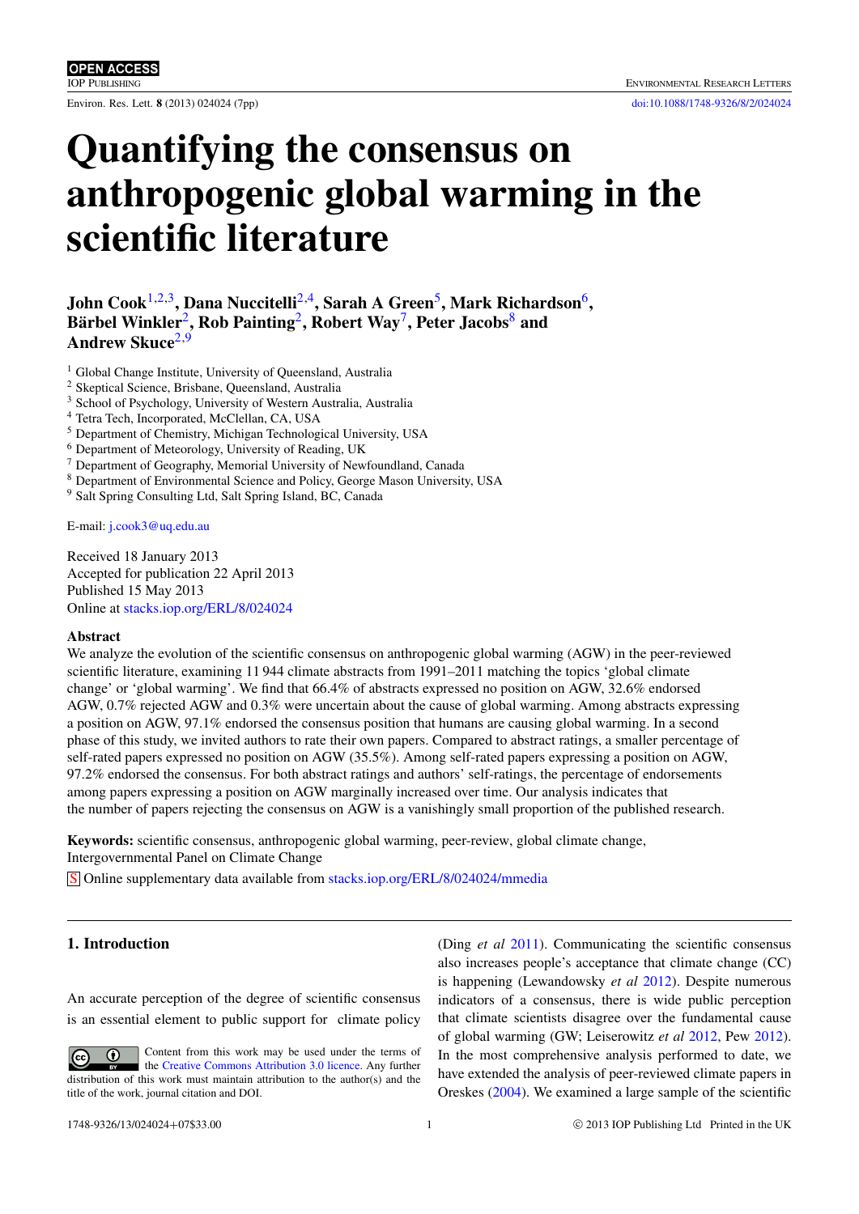# Quantifying the consensus on anthropogenic global warming in the scientific literature

**John Cook**[1,2,3], **Dana Nuccitelli**[2,4], **Sarah A Green**[5], **Mark Richardson**[6], **Bärbel Winkler**[2], **Rob Painting**[2], **Robert Way**[7], **Peter Jacobs**[8] and **Andrew Skuce**[2,9]

[1] Global Change Institute, University of Queensland, Australia
[2] Skeptical Science, Brisbane, Queensland, Australia
[3] School of Psychology, University of Western Australia, Australia
[4] Tetra Tech, Incorporated, McClellan, CA, USA
[5] Department of Chemistry, Michigan Technological University, USA
[6] Department of Meteorology, University of Reading, UK
[7] Department of Geography, Memorial University of Newfoundland, Canada
[8] Department of Environmental Science and Policy, George Mason University, USA
[9] Salt Spring Consulting Ltd, Salt Spring Island, BC, Canada

E-mail: j.cook3@uq.edu.au

Received 18 January 2013
Accepted for publication 22 April 2013
Published 15 May 2013
Online at stacks.iop.org/ERL/8/024024

**Abstract**

We analyze the evolution of the scientific consensus on anthropogenic global warming (AGW) in the peer-reviewed scientific literature, examining 11 944 climate abstracts from 1991–2011 matching the topics 'global climate change' or 'global warming'. We find that 66.4% of abstracts expressed no position on AGW, 32.6% endorsed AGW, 0.7% rejected AGW and 0.3% were uncertain about the cause of global warming. Among abstracts expressing a position on AGW, 97.1% endorsed the consensus position that humans are causing global warming. In a second phase of this study, we invited authors to rate their own papers. Compared to abstract ratings, a smaller percentage of self-rated papers expressed no position on AGW (35.5%). Among self-rated papers expressing a position on AGW, 97.2% endorsed the consensus. For both abstract ratings and authors' self-ratings, the percentage of endorsements among papers expressing a position on AGW marginally increased over time. Our analysis indicates that the number of papers rejecting the consensus on AGW is a vanishingly small proportion of the published research.

**Keywords:** scientific consensus, anthropogenic global warming, peer-review, global climate change, Intergovernmental Panel on Climate Change

S Online supplementary data available from stacks.iop.org/ERL/8/024024/mmedia

## 1. Introduction

An accurate perception of the degree of scientific consensus is an essential element to public support for climate policy (Ding *et al* 2011). Communicating the scientific consensus also increases people's acceptance that climate change (CC) is happening (Lewandowsky *et al* 2012). Despite numerous indicators of a consensus, there is wide public perception that climate scientists disagree over the fundamental cause of global warming (GW; Leiserowitz *et al* 2012, Pew 2012). In the most comprehensive analysis performed to date, we have extended the analysis of peer-reviewed climate papers in Oreskes (2004). We examined a large sample of the scientific

Content from this work may be used under the terms of the Creative Commons Attribution 3.0 licence. Any further distribution of this work must maintain attribution to the author(s) and the title of the work, journal citation and DOI.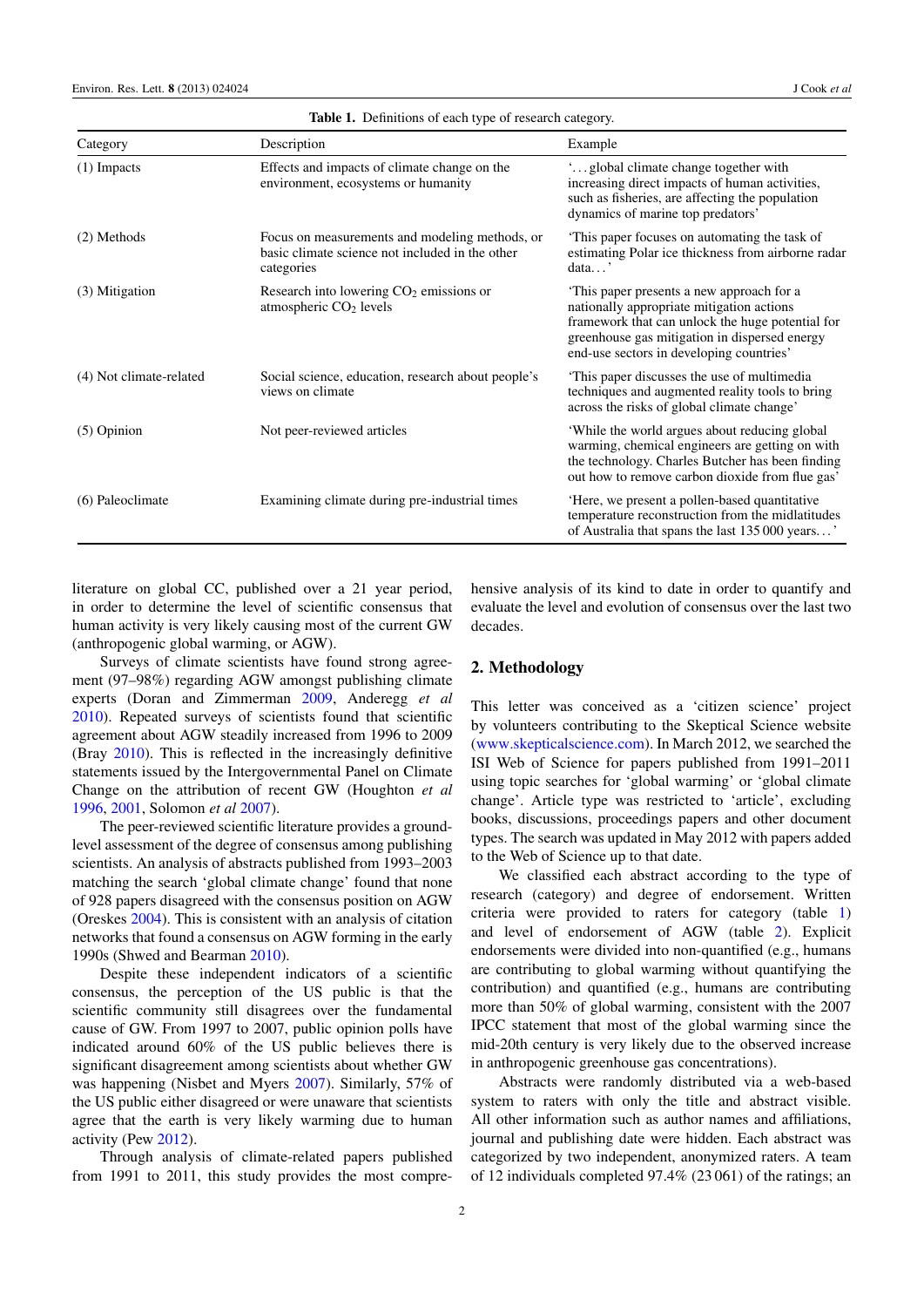**Table 1.** Definitions of each type of research category.

| Category | Description | Example |
|---|---|---|
| (1) Impacts | Effects and impacts of climate change on the environment, ecosystems or humanity | '... global climate change together with increasing direct impacts of human activities, such as fisheries, are affecting the population dynamics of marine top predators' |
| (2) Methods | Focus on measurements and modeling methods, or basic climate science not included in the other categories | 'This paper focuses on automating the task of estimating Polar ice thickness from airborne radar data...' |
| (3) Mitigation | Research into lowering $CO_2$ emissions or atmospheric $CO_2$ levels | 'This paper presents a new approach for a nationally appropriate mitigation actions framework that can unlock the huge potential for greenhouse gas mitigation in dispersed energy end-use sectors in developing countries' |
| (4) Not climate-related | Social science, education, research about people's views on climate | 'This paper discusses the use of multimedia techniques and augmented reality tools to bring across the risks of global climate change' |
| (5) Opinion | Not peer-reviewed articles | 'While the world argues about reducing global warming, chemical engineers are getting on with the technology. Charles Butcher has been finding out how to remove carbon dioxide from flue gas' |
| (6) Paleoclimate | Examining climate during pre-industrial times | 'Here, we present a pollen-based quantitative temperature reconstruction from the midlatitudes of Australia that spans the last 135 000 years...' |

literature on global CC, published over a 21 year period, in order to determine the level of scientific consensus that human activity is very likely causing most of the current GW (anthropogenic global warming, or AGW).

Surveys of climate scientists have found strong agreement (97–98%) regarding AGW amongst publishing climate experts (Doran and Zimmerman 2009, Anderegg *et al* 2010). Repeated surveys of scientists found that scientific agreement about AGW steadily increased from 1996 to 2009 (Bray 2010). This is reflected in the increasingly definitive statements issued by the Intergovernmental Panel on Climate Change on the attribution of recent GW (Houghton *et al* 1996, 2001, Solomon *et al* 2007).

The peer-reviewed scientific literature provides a ground-level assessment of the degree of consensus among publishing scientists. An analysis of abstracts published from 1993–2003 matching the search 'global climate change' found that none of 928 papers disagreed with the consensus position on AGW (Oreskes 2004). This is consistent with an analysis of citation networks that found a consensus on AGW forming in the early 1990s (Shwed and Bearman 2010).

Despite these independent indicators of a scientific consensus, the perception of the US public is that the scientific community still disagrees over the fundamental cause of GW. From 1997 to 2007, public opinion polls have indicated around 60% of the US public believes there is significant disagreement among scientists about whether GW was happening (Nisbet and Myers 2007). Similarly, 57% of the US public either disagreed or were unaware that scientists agree that the earth is very likely warming due to human activity (Pew 2012).

Through analysis of climate-related papers published from 1991 to 2011, this study provides the most comprehensive analysis of its kind to date in order to quantify and evaluate the level and evolution of consensus over the last two decades.

## 2. Methodology

This letter was conceived as a 'citizen science' project by volunteers contributing to the Skeptical Science website (www.skepticalscience.com). In March 2012, we searched the ISI Web of Science for papers published from 1991–2011 using topic searches for 'global warming' or 'global climate change'. Article type was restricted to 'article', excluding books, discussions, proceedings papers and other document types. The search was updated in May 2012 with papers added to the Web of Science up to that date.

We classified each abstract according to the type of research (category) and degree of endorsement. Written criteria were provided to raters for category (table 1) and level of endorsement of AGW (table 2). Explicit endorsements were divided into non-quantified (e.g., humans are contributing to global warming without quantifying the contribution) and quantified (e.g., humans are contributing more than 50% of global warming, consistent with the 2007 IPCC statement that most of the global warming since the mid-20th century is very likely due to the observed increase in anthropogenic greenhouse gas concentrations).

Abstracts were randomly distributed via a web-based system to raters with only the title and abstract visible. All other information such as author names and affiliations, journal and publishing date were hidden. Each abstract was categorized by two independent, anonymized raters. A team of 12 individuals completed 97.4% (23 061) of the ratings; an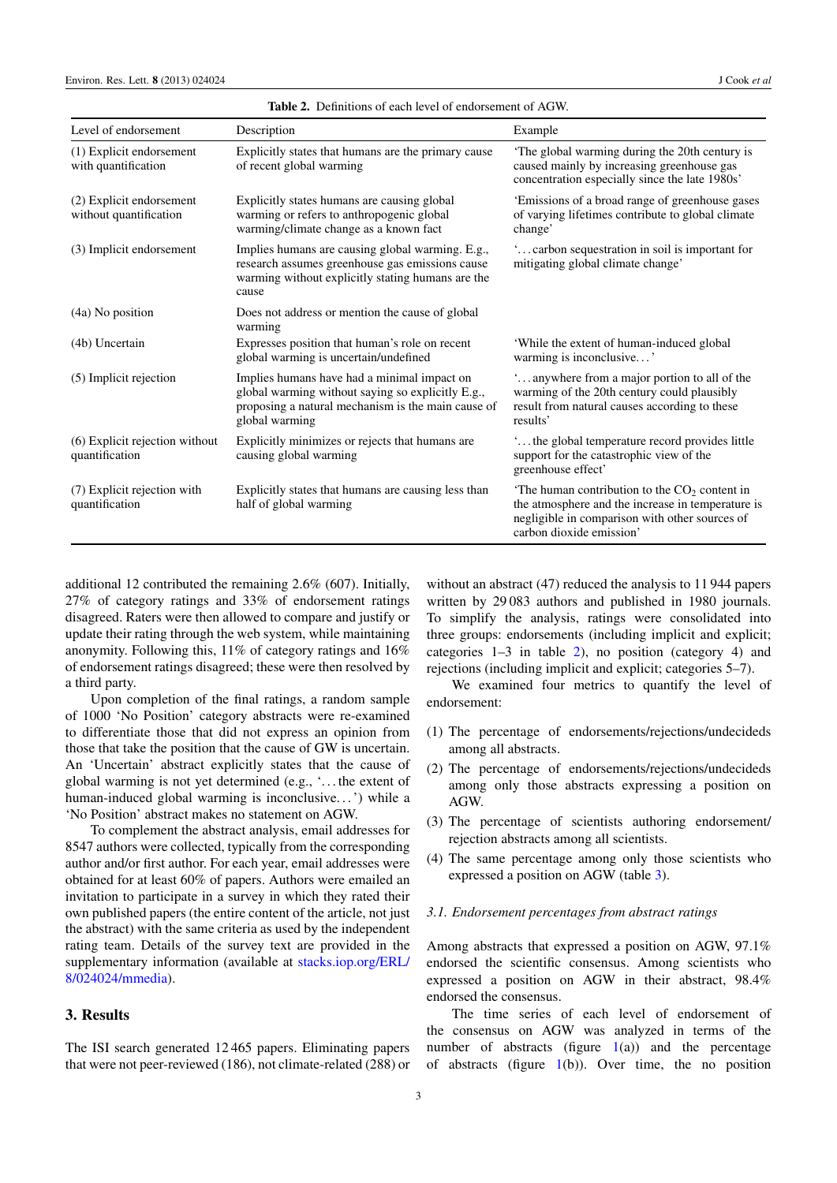**Table 2.** Definitions of each level of endorsement of AGW.

| Level of endorsement | Description | Example |
|---|---|---|
| (1) Explicit endorsement with quantification | Explicitly states that humans are the primary cause of recent global warming | 'The global warming during the 20th century is caused mainly by increasing greenhouse gas concentration especially since the late 1980s' |
| (2) Explicit endorsement without quantification | Explicitly states humans are causing global warming or refers to anthropogenic global warming/climate change as a known fact | 'Emissions of a broad range of greenhouse gases of varying lifetimes contribute to global climate change' |
| (3) Implicit endorsement | Implies humans are causing global warming. E.g., research assumes greenhouse gas emissions cause warming without explicitly stating humans are the cause | '...carbon sequestration in soil is important for mitigating global climate change' |
| (4a) No position | Does not address or mention the cause of global warming | |
| (4b) Uncertain | Expresses position that human's role on recent global warming is uncertain/undefined | 'While the extent of human-induced global warming is inconclusive...' |
| (5) Implicit rejection | Implies humans have had a minimal impact on global warming without saying so explicitly E.g., proposing a natural mechanism is the main cause of global warming | '...anywhere from a major portion to all of the warming of the 20th century could plausibly result from natural causes according to these results' |
| (6) Explicit rejection without quantification | Explicitly minimizes or rejects that humans are causing global warming | '...the global temperature record provides little support for the catastrophic view of the greenhouse effect' |
| (7) Explicit rejection with quantification | Explicitly states that humans are causing less than half of global warming | 'The human contribution to the $CO_2$ content in the atmosphere and the increase in temperature is negligible in comparison with other sources of carbon dioxide emission' |

additional 12 contributed the remaining 2.6% (607). Initially, 27% of category ratings and 33% of endorsement ratings disagreed. Raters were then allowed to compare and justify or update their rating through the web system, while maintaining anonymity. Following this, 11% of category ratings and 16% of endorsement ratings disagreed; these were then resolved by a third party.

Upon completion of the final ratings, a random sample of 1000 'No Position' category abstracts were re-examined to differentiate those that did not express an opinion from those that take the position that the cause of GW is uncertain. An 'Uncertain' abstract explicitly states that the cause of global warming is not yet determined (e.g., '...the extent of human-induced global warming is inconclusive...') while a 'No Position' abstract makes no statement on AGW.

To complement the abstract analysis, email addresses for 8547 authors were collected, typically from the corresponding author and/or first author. For each year, email addresses were obtained for at least 60% of papers. Authors were emailed an invitation to participate in a survey in which they rated their own published papers (the entire content of the article, not just the abstract) with the same criteria as used by the independent rating team. Details of the survey text are provided in the supplementary information (available at stacks.iop.org/ERL/8/024024/mmedia).

## 3. Results

The ISI search generated 12 465 papers. Eliminating papers that were not peer-reviewed (186), not climate-related (288) or without an abstract (47) reduced the analysis to 11 944 papers written by 29 083 authors and published in 1980 journals. To simplify the analysis, ratings were consolidated into three groups: endorsements (including implicit and explicit; categories 1–3 in table 2), no position (category 4) and rejections (including implicit and explicit; categories 5–7).

We examined four metrics to quantify the level of endorsement:

(1) The percentage of endorsements/rejections/undecideds among all abstracts.
(2) The percentage of endorsements/rejections/undecideds among only those abstracts expressing a position on AGW.
(3) The percentage of scientists authoring endorsement/rejection abstracts among all scientists.
(4) The same percentage among only those scientists who expressed a position on AGW (table 3).

### *3.1. Endorsement percentages from abstract ratings*

Among abstracts that expressed a position on AGW, 97.1% endorsed the scientific consensus. Among scientists who expressed a position on AGW in their abstract, 98.4% endorsed the consensus.

The time series of each level of endorsement of the consensus on AGW was analyzed in terms of the number of abstracts (figure 1(a)) and the percentage of abstracts (figure 1(b)). Over time, the no position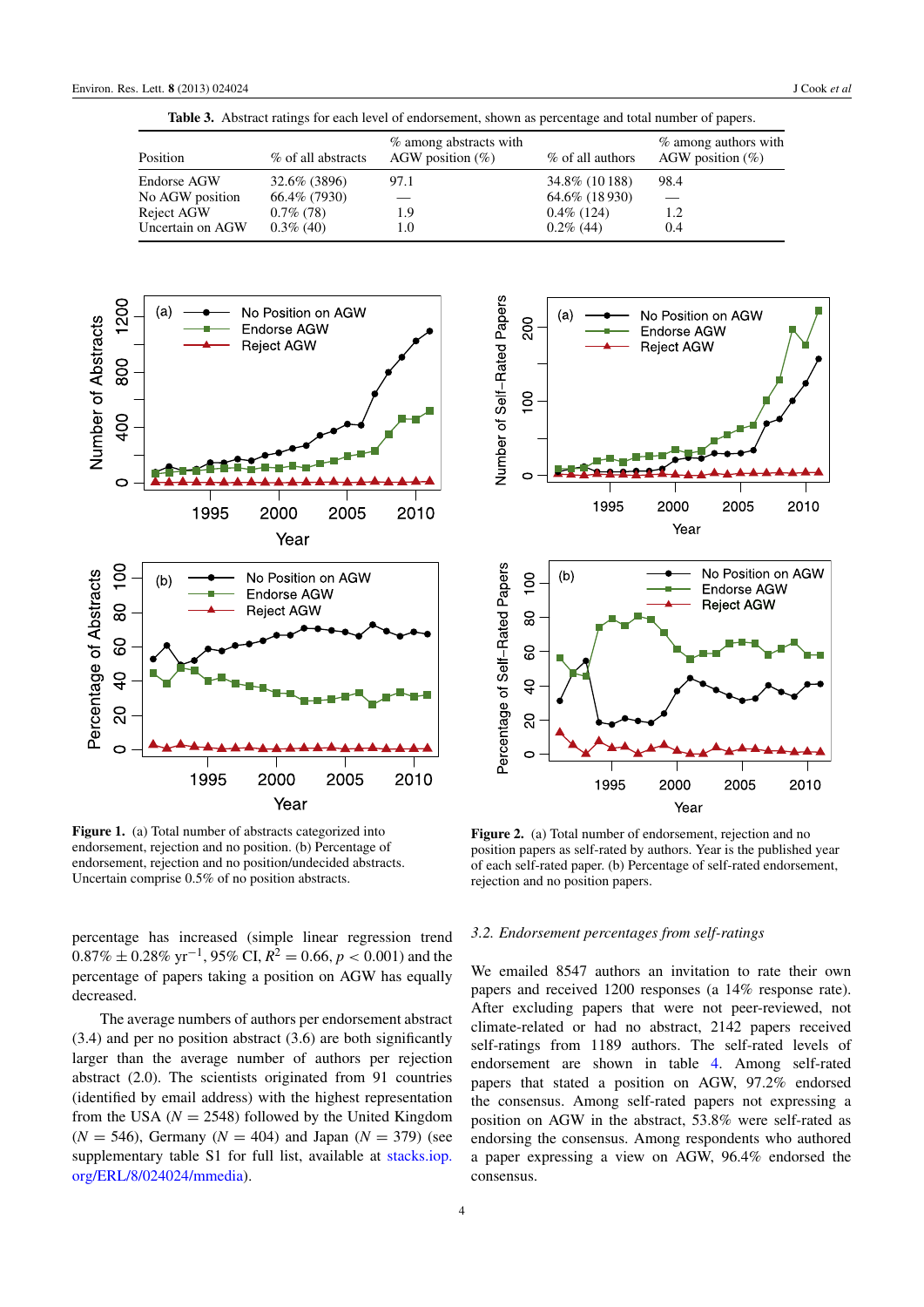**Table 3.** Abstract ratings for each level of endorsement, shown as percentage and total number of papers.

| Position | % of all abstracts | % among abstracts with AGW position (%) | % of all authors | % among authors with AGW position (%) |
|---|---|---|---|---|
| Endorse AGW | 32.6% (3896) | 97.1 | 34.8% (10 188) | 98.4 |
| No AGW position | 66.4% (7930) | — | 64.6% (18 930) | — |
| Reject AGW | 0.7% (78) | 1.9 | 0.4% (124) | 1.2 |
| Uncertain on AGW | 0.3% (40) | 1.0 | 0.2% (44) | 0.4 |

**Figure 1.** (a) Total number of abstracts categorized into endorsement, rejection and no position. (b) Percentage of endorsement, rejection and no position/undecided abstracts. Uncertain comprise 0.5% of no position abstracts.

**Figure 2.** (a) Total number of endorsement, rejection and no position papers as self-rated by authors. Year is the published year of each self-rated paper. (b) Percentage of self-rated endorsement, rejection and no position papers.

percentage has increased (simple linear regression trend $0.87\% \pm 0.28\%$ yr$^{-1}$, 95% CI, $R^2 = 0.66$, $p < 0.001$) and the percentage of papers taking a position on AGW has equally decreased.

The average numbers of authors per endorsement abstract (3.4) and per no position abstract (3.6) are both significantly larger than the average number of authors per rejection abstract (2.0). The scientists originated from 91 countries (identified by email address) with the highest representation from the USA ($N = 2548$) followed by the United Kingdom ($N = 546$), Germany ($N = 404$) and Japan ($N = 379$) (see supplementary table S1 for full list, available at stacks.iop.org/ERL/8/024024/mmedia).

### *3.2. Endorsement percentages from self-ratings*

We emailed 8547 authors an invitation to rate their own papers and received 1200 responses (a 14% response rate). After excluding papers that were not peer-reviewed, not climate-related or had no abstract, 2142 papers received self-ratings from 1189 authors. The self-rated levels of endorsement are shown in table 4. Among self-rated papers that stated a position on AGW, 97.2% endorsed the consensus. Among self-rated papers not expressing a position on AGW in the abstract, 53.8% were self-rated as endorsing the consensus. Among respondents who authored a paper expressing a view on AGW, 96.4% endorsed the consensus.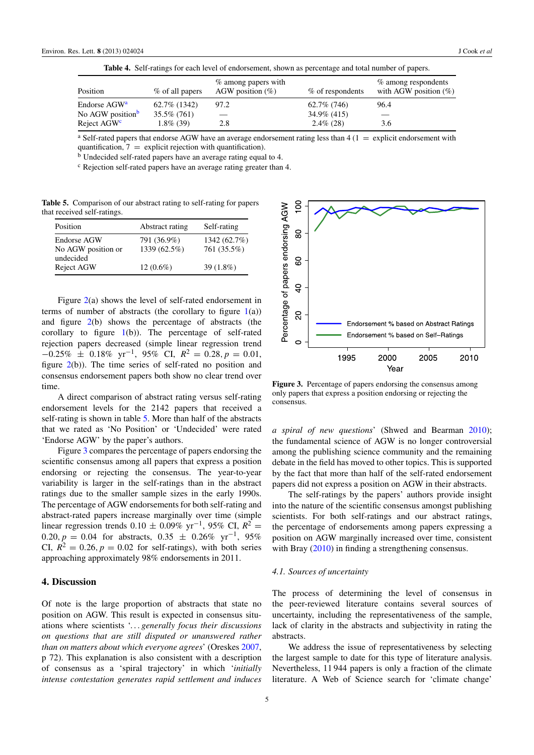**Table 4.** Self-ratings for each level of endorsement, shown as percentage and total number of papers.

| Position | % of all papers | % among papers with AGW position (%) | % of respondents | % among respondents with AGW position (%) |
|---|---|---|---|---|
| Endorse AGW[a] | 62.7% (1342) | 97.2 | 62.7% (746) | 96.4 |
| No AGW position[b] | 35.5% (761) | — | 34.9% (415) | — |
| Reject AGW[c] | 1.8% (39) | 2.8 | 2.4% (28) | 3.6 |

[a] Self-rated papers that endorse AGW have an average endorsement rating less than 4 (1 = explicit endorsement with quantification, 7 = explicit rejection with quantification).
[b] Undecided self-rated papers have an average rating equal to 4.
[c] Rejection self-rated papers have an average rating greater than 4.

**Table 5.** Comparison of our abstract rating to self-rating for papers that received self-ratings.

| Position | Abstract rating | Self-rating |
|---|---|---|
| Endorse AGW | 791 (36.9%) | 1342 (62.7%) |
| No AGW position or undecided | 1339 (62.5%) | 761 (35.5%) |
| Reject AGW | 12 (0.6%) | 39 (1.8%) |

Figure 2(a) shows the level of self-rated endorsement in terms of number of abstracts (the corollary to figure 1(a)) and figure 2(b) shows the percentage of abstracts (the corollary to figure 1(b)). The percentage of self-rated rejection papers decreased (simple linear regression trend $-0.25\% \pm 0.18\%$ $\mathrm{yr}^{-1}$, 95% CI, $R^2 = 0.28, p = 0.01$, figure 2(b)). The time series of self-rated no position and consensus endorsement papers both show no clear trend over time.

A direct comparison of abstract rating versus self-rating endorsement levels for the 2142 papers that received a self-rating is shown in table 5. More than half of the abstracts that we rated as 'No Position' or 'Undecided' were rated 'Endorse AGW' by the paper's authors.

Figure 3 compares the percentage of papers endorsing the scientific consensus among all papers that express a position endorsing or rejecting the consensus. The year-to-year variability is larger in the self-ratings than in the abstract ratings due to the smaller sample sizes in the early 1990s. The percentage of AGW endorsements for both self-rating and abstract-rated papers increase marginally over time (simple linear regression trends $0.10 \pm 0.09\%$ $\mathrm{yr}^{-1}$, 95% CI, $R^2 = 0.20, p = 0.04$ for abstracts, $0.35 \pm 0.26\%$ $\mathrm{yr}^{-1}$, 95% CI, $R^2 = 0.26, p = 0.02$ for self-ratings), with both series approaching approximately 98% endorsements in 2011.

**Figure 3.** Percentage of papers endorsing the consensus among only papers that express a position endorsing or rejecting the consensus.

## 4. Discussion

Of note is the large proportion of abstracts that state no position on AGW. This result is expected in consensus situations where scientists '*... generally focus their discussions on questions that are still disputed or unanswered rather than on matters about which everyone agrees*' (Oreskes 2007, p 72). This explanation is also consistent with a description of consensus as a 'spiral trajectory' in which '*initially intense contestation generates rapid settlement and induces a spiral of new questions*' (Shwed and Bearman 2010); the fundamental science of AGW is no longer controversial among the publishing science community and the remaining debate in the field has moved to other topics. This is supported by the fact that more than half of the self-rated endorsement papers did not express a position on AGW in their abstracts.

The self-ratings by the papers' authors provide insight into the nature of the scientific consensus amongst publishing scientists. For both self-ratings and our abstract ratings, the percentage of endorsements among papers expressing a position on AGW marginally increased over time, consistent with Bray (2010) in finding a strengthening consensus.

### *4.1. Sources of uncertainty*

The process of determining the level of consensus in the peer-reviewed literature contains several sources of uncertainty, including the representativeness of the sample, lack of clarity in the abstracts and subjectivity in rating the abstracts.

We address the issue of representativeness by selecting the largest sample to date for this type of literature analysis. Nevertheless, 11 944 papers is only a fraction of the climate literature. A Web of Science search for 'climate change'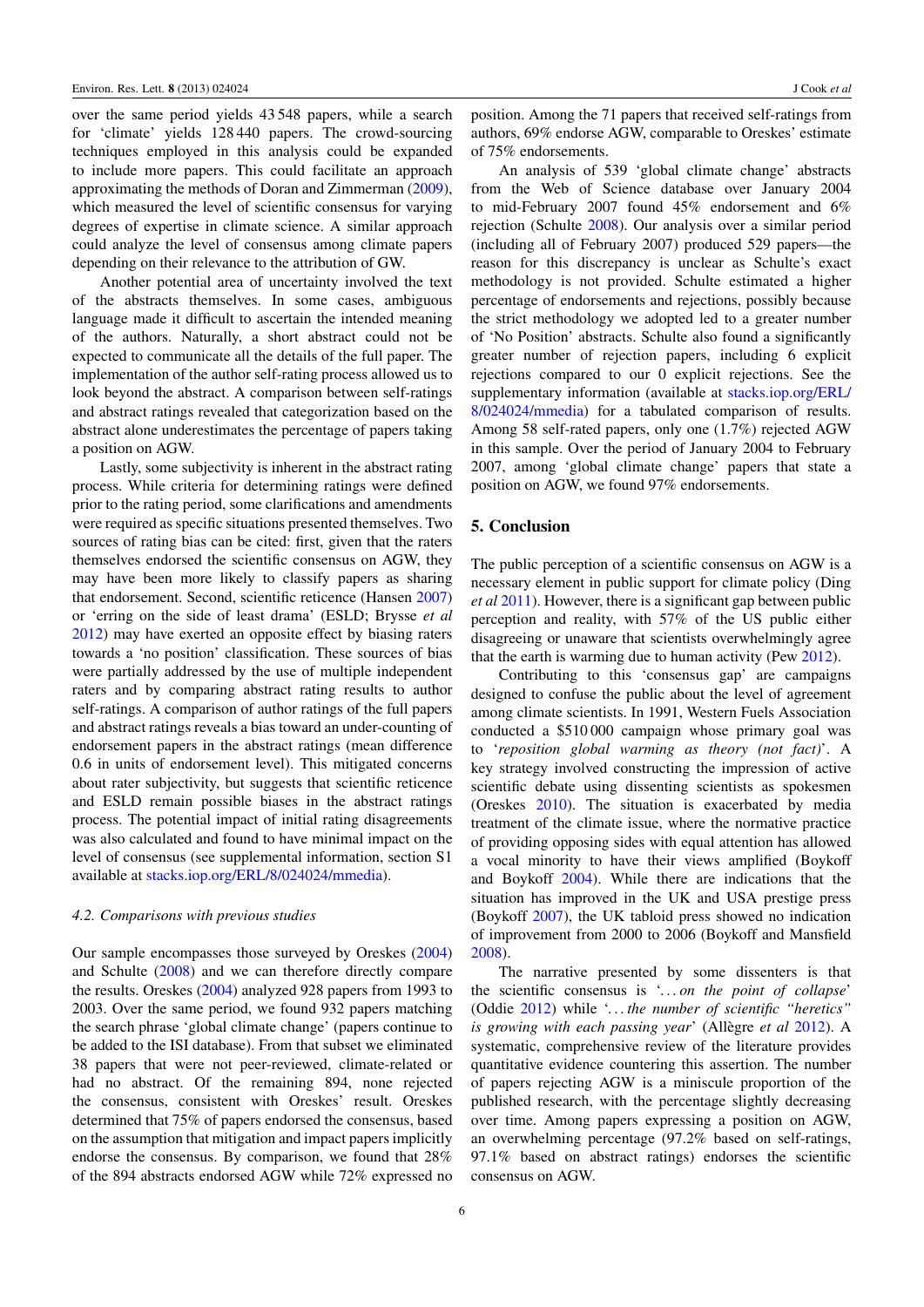over the same period yields 43 548 papers, while a search for 'climate' yields 128 440 papers. The crowd-sourcing techniques employed in this analysis could be expanded to include more papers. This could facilitate an approach approximating the methods of Doran and Zimmerman (2009), which measured the level of scientific consensus for varying degrees of expertise in climate science. A similar approach could analyze the level of consensus among climate papers depending on their relevance to the attribution of GW.

Another potential area of uncertainty involved the text of the abstracts themselves. In some cases, ambiguous language made it difficult to ascertain the intended meaning of the authors. Naturally, a short abstract could not be expected to communicate all the details of the full paper. The implementation of the author self-rating process allowed us to look beyond the abstract. A comparison between self-ratings and abstract ratings revealed that categorization based on the abstract alone underestimates the percentage of papers taking a position on AGW.

Lastly, some subjectivity is inherent in the abstract rating process. While criteria for determining ratings were defined prior to the rating period, some clarifications and amendments were required as specific situations presented themselves. Two sources of rating bias can be cited: first, given that the raters themselves endorsed the scientific consensus on AGW, they may have been more likely to classify papers as sharing that endorsement. Second, scientific reticence (Hansen 2007) or 'erring on the side of least drama' (ESLD; Brysse *et al* 2012) may have exerted an opposite effect by biasing raters towards a 'no position' classification. These sources of bias were partially addressed by the use of multiple independent raters and by comparing abstract rating results to author self-ratings. A comparison of author ratings of the full papers and abstract ratings reveals a bias toward an under-counting of endorsement papers in the abstract ratings (mean difference 0.6 in units of endorsement level). This mitigated concerns about rater subjectivity, but suggests that scientific reticence and ESLD remain possible biases in the abstract ratings process. The potential impact of initial rating disagreements was also calculated and found to have minimal impact on the level of consensus (see supplemental information, section S1 available at stacks.iop.org/ERL/8/024024/mmedia).

### *4.2. Comparisons with previous studies*

Our sample encompasses those surveyed by Oreskes (2004) and Schulte (2008) and we can therefore directly compare the results. Oreskes (2004) analyzed 928 papers from 1993 to 2003. Over the same period, we found 932 papers matching the search phrase 'global climate change' (papers continue to be added to the ISI database). From that subset we eliminated 38 papers that were not peer-reviewed, climate-related or had no abstract. Of the remaining 894, none rejected the consensus, consistent with Oreskes' result. Oreskes determined that 75% of papers endorsed the consensus, based on the assumption that mitigation and impact papers implicitly endorse the consensus. By comparison, we found that 28% of the 894 abstracts endorsed AGW while 72% expressed no position. Among the 71 papers that received self-ratings from authors, 69% endorse AGW, comparable to Oreskes' estimate of 75% endorsements.

An analysis of 539 'global climate change' abstracts from the Web of Science database over January 2004 to mid-February 2007 found 45% endorsement and 6% rejection (Schulte 2008). Our analysis over a similar period (including all of February 2007) produced 529 papers—the reason for this discrepancy is unclear as Schulte's exact methodology is not provided. Schulte estimated a higher percentage of endorsements and rejections, possibly because the strict methodology we adopted led to a greater number of 'No Position' abstracts. Schulte also found a significantly greater number of rejection papers, including 6 explicit rejections compared to our 0 explicit rejections. See the supplementary information (available at stacks.iop.org/ERL/8/024024/mmedia) for a tabulated comparison of results. Among 58 self-rated papers, only one (1.7%) rejected AGW in this sample. Over the period of January 2004 to February 2007, among 'global climate change' papers that state a position on AGW, we found 97% endorsements.

## 5. Conclusion

The public perception of a scientific consensus on AGW is a necessary element in public support for climate policy (Ding *et al* 2011). However, there is a significant gap between public perception and reality, with 57% of the US public either disagreeing or unaware that scientists overwhelmingly agree that the earth is warming due to human activity (Pew 2012).

Contributing to this 'consensus gap' are campaigns designed to confuse the public about the level of agreement among climate scientists. In 1991, Western Fuels Association conducted a $510 000 campaign whose primary goal was to '*reposition global warming as theory (not fact)*'. A key strategy involved constructing the impression of active scientific debate using dissenting scientists as spokesmen (Oreskes 2010). The situation is exacerbated by media treatment of the climate issue, where the normative practice of providing opposing sides with equal attention has allowed a vocal minority to have their views amplified (Boykoff and Boykoff 2004). While there are indications that the situation has improved in the UK and USA prestige press (Boykoff 2007), the UK tabloid press showed no indication of improvement from 2000 to 2006 (Boykoff and Mansfield 2008).

The narrative presented by some dissenters is that the scientific consensus is '*. . . on the point of collapse*' (Oddie 2012) while '*. . . the number of scientific "heretics" is growing with each passing year*' (Allègre *et al* 2012). A systematic, comprehensive review of the literature provides quantitative evidence countering this assertion. The number of papers rejecting AGW is a miniscule proportion of the published research, with the percentage slightly decreasing over time. Among papers expressing a position on AGW, an overwhelming percentage (97.2% based on self-ratings, 97.1% based on abstract ratings) endorses the scientific consensus on AGW.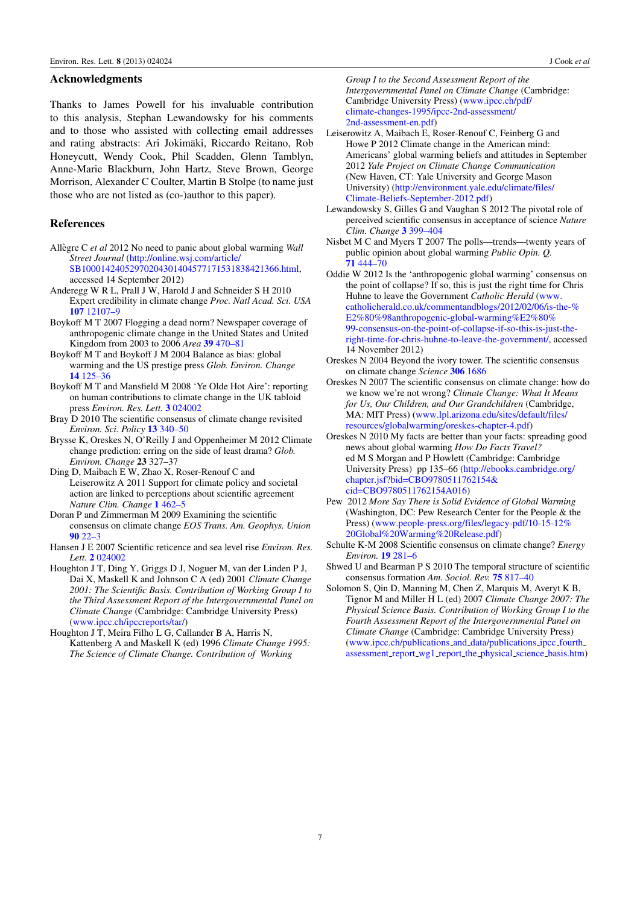## Acknowledgments

Thanks to James Powell for his invaluable contribution to this analysis, Stephan Lewandowsky for his comments and to those who assisted with collecting email addresses and rating abstracts: Ari Jokimäki, Riccardo Reitano, Rob Honeycutt, Wendy Cook, Phil Scadden, Glenn Tamblyn, Anne-Marie Blackburn, John Hartz, Steve Brown, George Morrison, Alexander C Coulter, Martin B Stolpe (to name just those who are not listed as (co-)author to this paper).

## References

Allègre C *et al* 2012 No need to panic about global warming *Wall Street Journal* (http://online.wsj.com/article/SB10001424052970204301404577171531838421366.html, accessed 14 September 2012)

Anderegg W R L, Prall J W, Harold J and Schneider S H 2010 Expert credibility in climate change *Proc. Natl Acad. Sci. USA* **107** 12107–9

Boykoff M T 2007 Flogging a dead norm? Newspaper coverage of anthropogenic climate change in the United States and United Kingdom from 2003 to 2006 *Area* **39** 470–81

Boykoff M T and Boykoff J M 2004 Balance as bias: global warming and the US prestige press *Glob. Environ. Change* **14** 125–36

Boykoff M T and Mansfield M 2008 'Ye Olde Hot Aire': reporting on human contributions to climate change in the UK tabloid press *Environ. Res. Lett.* **3** 024002

Bray D 2010 The scientific consensus of climate change revisited *Environ. Sci. Policy* **13** 340–50

Brysse K, Oreskes N, O'Reilly J and Oppenheimer M 2012 Climate change prediction: erring on the side of least drama? *Glob. Environ. Change* **23** 327–37

Ding D, Maibach E W, Zhao X, Roser-Renouf C and Leiserowitz A 2011 Support for climate policy and societal action are linked to perceptions about scientific agreement *Nature Clim. Change* **1** 462–5

Doran P and Zimmerman M 2009 Examining the scientific consensus on climate change *EOS Trans. Am. Geophys. Union* **90** 22–3

Hansen J E 2007 Scientific reticence and sea level rise *Environ. Res. Lett.* **2** 024002

Houghton J T, Ding Y, Griggs D J, Noguer M, van der Linden P J, Dai X, Maskell K and Johnson C A (ed) 2001 *Climate Change 2001: The Scientific Basis. Contribution of Working Group I to the Third Assessment Report of the Intergovernmental Panel on Climate Change* (Cambridge: Cambridge University Press) (www.ipcc.ch/ipccreports/tar/)

Houghton J T, Meira Filho L G, Callander B A, Harris N, Kattenberg A and Maskell K (ed) 1996 *Climate Change 1995: The Science of Climate Change. Contribution of Working Group I to the Second Assessment Report of the Intergovernmental Panel on Climate Change* (Cambridge: Cambridge University Press) (www.ipcc.ch/pdf/climate-changes-1995/ipcc-2nd-assessment/2nd-assessment-en.pdf)

Leiserowitz A, Maibach E, Roser-Renouf C, Feinberg G and Howe P 2012 Climate change in the American mind: Americans' global warming beliefs and attitudes in September 2012 *Yale Project on Climate Change Communication* (New Haven, CT: Yale University and George Mason University) (http://environment.yale.edu/climate/files/Climate-Beliefs-September-2012.pdf)

Lewandowsky S, Gilles G and Vaughan S 2012 The pivotal role of perceived scientific consensus in acceptance of science *Nature Clim. Change* **3** 399–404

Nisbet M C and Myers T 2007 The polls—trends—twenty years of public opinion about global warming *Public Opin. Q.* **71** 444–70

Oddie W 2012 Is the 'anthropogenic global warming' consensus on the point of collapse? If so, this is just the right time for Chris Huhne to leave the Government *Catholic Herald* (www.catholicherald.co.uk/commentandblogs/2012/02/06/is-the-%E2%80%98anthropogenic-global-warming%E2%80%99-consensus-on-the-point-of-collapse-if-so-this-is-just-the-right-time-for-chris-huhne-to-leave-the-government/, accessed 14 November 2012)

Oreskes N 2004 Beyond the ivory tower. The scientific consensus on climate change *Science* **306** 1686

Oreskes N 2007 The scientific consensus on climate change: how do we know we're not wrong? *Climate Change: What It Means for Us, Our Children, and Our Grandchildren* (Cambridge, MA: MIT Press) (www.lpl.arizona.edu/sites/default/files/resources/globalwarming/oreskes-chapter-4.pdf)

Oreskes N 2010 My facts are better than your facts: spreading good news about global warming *How Do Facts Travel?* ed M S Morgan and P Howlett (Cambridge: Cambridge University Press) pp 135–66 (http://ebooks.cambridge.org/chapter.jsf?bid=CBO9780511762154&cid=CBO9780511762154A016)

Pew 2012 *More Say There is Solid Evidence of Global Warming* (Washington, DC: Pew Research Center for the People & the Press) (www.people-press.org/files/legacy-pdf/10-15-12%20Global%20Warming%20Release.pdf)

Schulte K-M 2008 Scientific consensus on climate change? *Energy Environ.* **19** 281–6

Shwed U and Bearman P S 2010 The temporal structure of scientific consensus formation *Am. Sociol. Rev.* **75** 817–40

Solomon S, Qin D, Manning M, Chen Z, Marquis M, Averyt K B, Tignor M and Miller H L (ed) 2007 *Climate Change 2007: The Physical Science Basis. Contribution of Working Group I to the Fourth Assessment Report of the Intergovernmental Panel on Climate Change* (Cambridge: Cambridge University Press) (www.ipcc.ch/publications_and_data/publications_ipcc_fourth_assessment_report_wg1_report_the_physical_science_basis.htm)